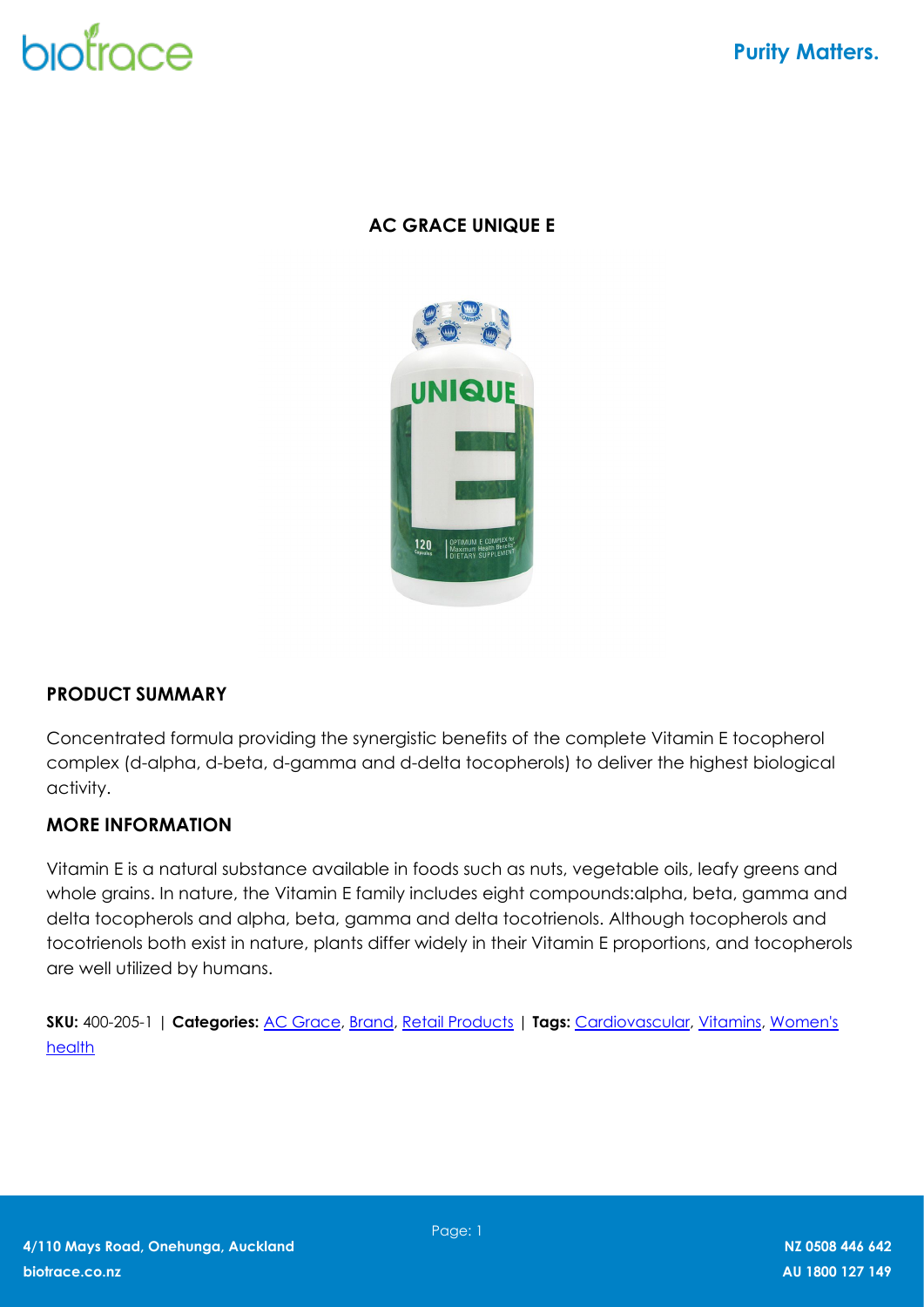# AC GRACE UNIQUE E

## PRODUCT SUMMARY

Concentrated formula providing the synergistic benefits of the complete Vitamin E tocopherol complex (d-alpha, d-beta, d-gamma and d-delta tocopherols) to deliver the highest biological activity.

## MORE INFORMATION

Vitamin E is a natural substance available in foods such as nuts, vegetable oils, leafy greens and whole grains. In nature, the Vitamin E family includes eight compounds:alpha, beta, gamma and delta tocopherols and alpha, beta, gamma and delta tocotrienols. Although tocopherols and tocotrienols both exist in nature, plants differ widely in their Vitamin E proportions, and tocopherols are well utilized by humans.

**SKU:** 400-205-1 | **Categories:** AC Grace, Brand, Retail Products | **Tags:** Cardiovascular, Vitamins, Women's health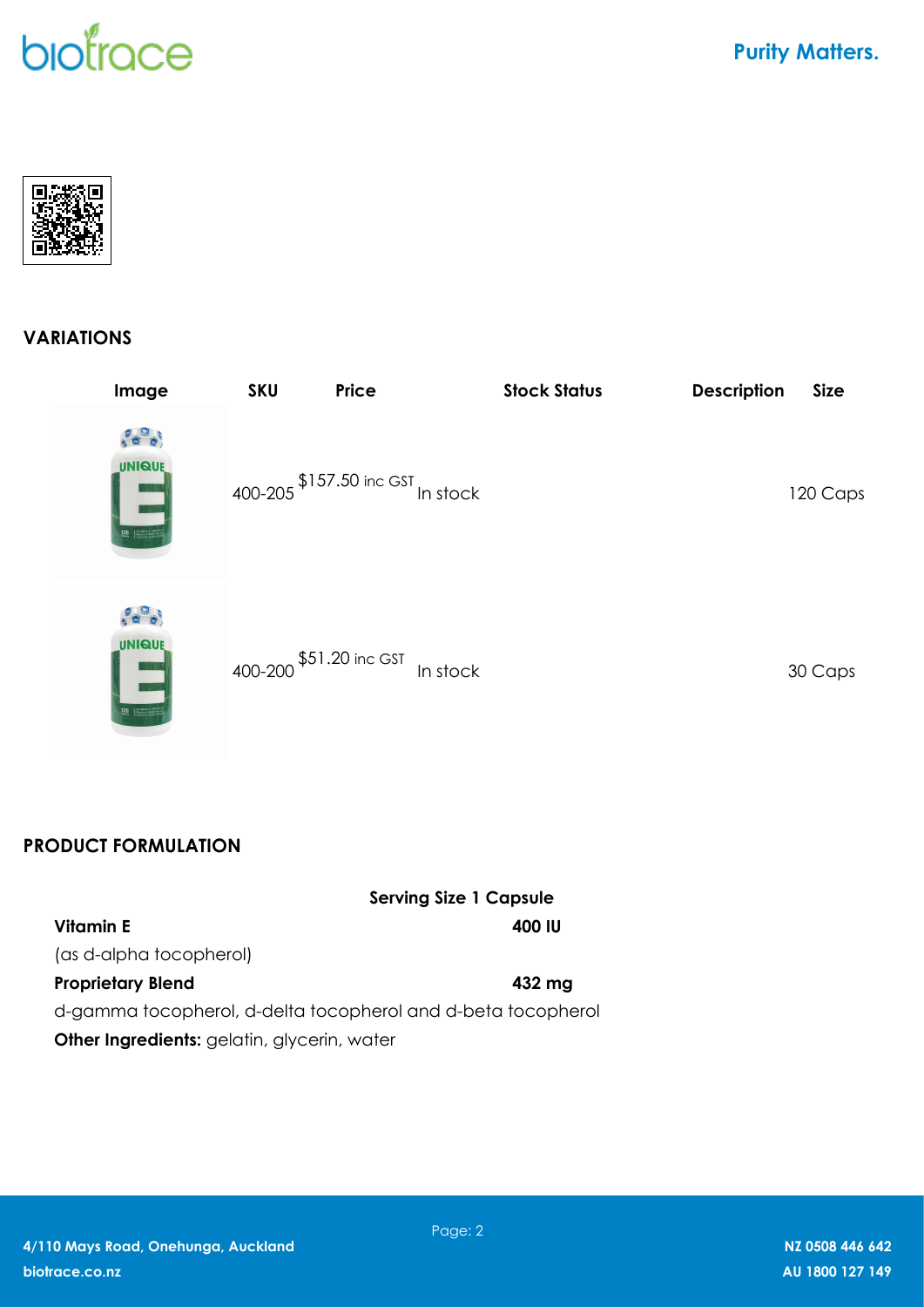## VARIATIONS

| Image | SKU | Price | Stock Status | Description | Size |
|---|---|---|---|---|---|
| | 400-205 | $157.50 inc GST | In stock | | 120 Caps |
| | 400-200 | $51.20 inc GST | In stock | | 30 Caps |

## PRODUCT FORMULATION

| | Serving Size 1 Capsule |
|---|---|
| **Vitamin E** | **400 IU** |
| (as d-alpha tocopherol) | |
| **Proprietary Blend** | **432 mg** |
| d-gamma tocopherol, d-delta tocopherol and d-beta tocopherol | |

**Other Ingredients:** gelatin, glycerin, water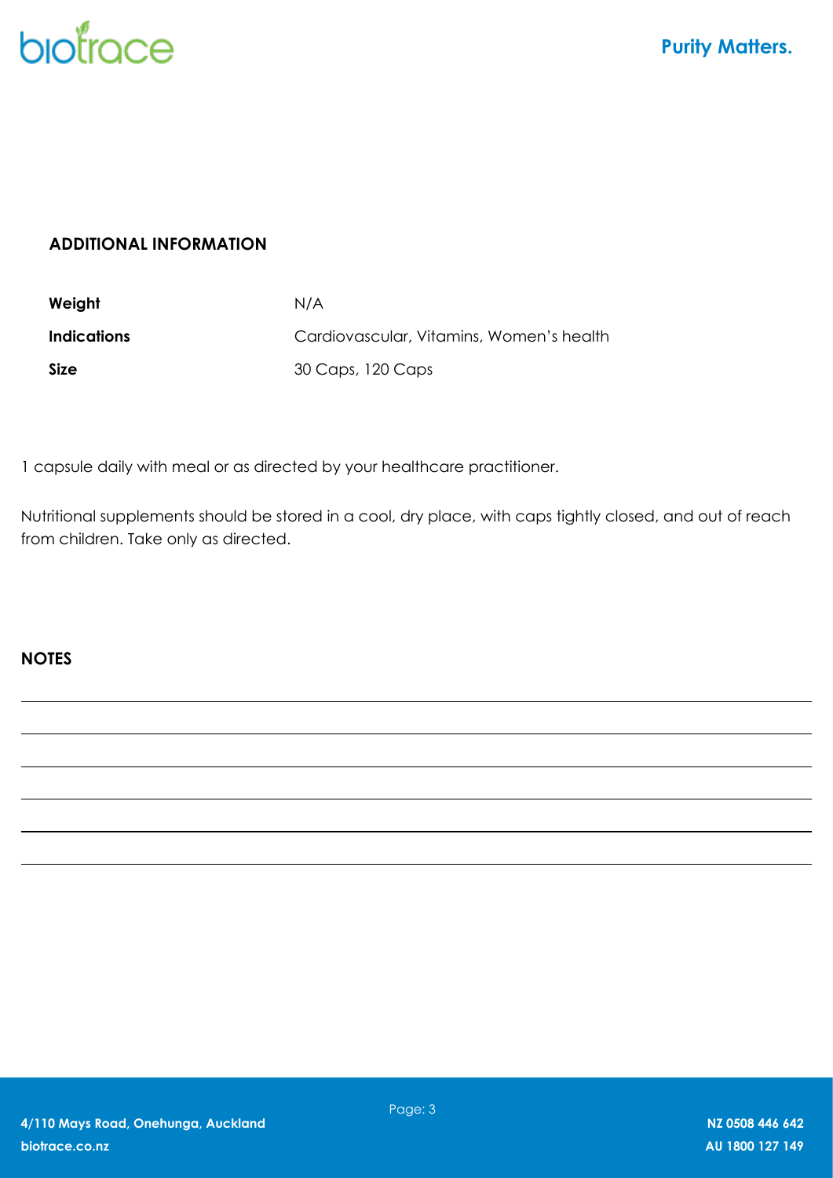## ADDITIONAL INFORMATION

| | |
|---|---|
| **Weight** | N/A |
| **Indications** | Cardiovascular, Vitamins, Women's health |
| **Size** | 30 Caps, 120 Caps |

1 capsule daily with meal or as directed by your healthcare practitioner.

Nutritional supplements should be stored in a cool, dry place, with caps tightly closed, and out of reach from children. Take only as directed.

## NOTES